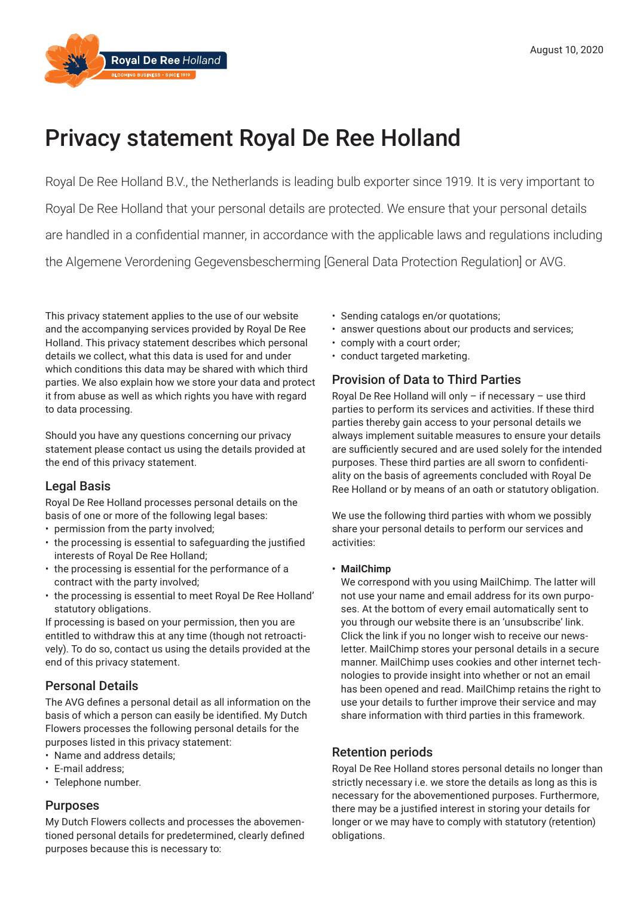August 10, 2020

# Privacy statement Royal De Ree Holland

Royal De Ree Holland B.V., the Netherlands is leading bulb exporter since 1919. It is very important to Royal De Ree Holland that your personal details are protected. We ensure that your personal details are handled in a confidential manner, in accordance with the applicable laws and regulations including the Algemene Verordening Gegevensbescherming [General Data Protection Regulation] or AVG.

This privacy statement applies to the use of our website and the accompanying services provided by Royal De Ree Holland. This privacy statement describes which personal details we collect, what this data is used for and under which conditions this data may be shared with which third parties. We also explain how we store your data and protect it from abuse as well as which rights you have with regard to data processing.

Should you have any questions concerning our privacy statement please contact us using the details provided at the end of this privacy statement.

## Legal Basis

Royal De Ree Holland processes personal details on the basis of one or more of the following legal bases:

- permission from the party involved;
- the processing is essential to safeguarding the justified interests of Royal De Ree Holland;
- the processing is essential for the performance of a contract with the party involved;
- the processing is essential to meet Royal De Ree Holland' statutory obligations.

If processing is based on your permission, then you are entitled to withdraw this at any time (though not retroactively). To do so, contact us using the details provided at the end of this privacy statement.

## Personal Details

The AVG defines a personal detail as all information on the basis of which a person can easily be identified. My Dutch Flowers processes the following personal details for the purposes listed in this privacy statement:

- Name and address details;
- E-mail address;
- Telephone number.

## Purposes

My Dutch Flowers collects and processes the abovementioned personal details for predetermined, clearly defined purposes because this is necessary to:

- Sending catalogs en/or quotations;
- answer questions about our products and services;
- comply with a court order;
- conduct targeted marketing.

## Provision of Data to Third Parties

Royal De Ree Holland will only – if necessary – use third parties to perform its services and activities. If these third parties thereby gain access to your personal details we always implement suitable measures to ensure your details are sufficiently secured and are used solely for the intended purposes. These third parties are all sworn to confidentiality on the basis of agreements concluded with Royal De Ree Holland or by means of an oath or statutory obligation.

We use the following third parties with whom we possibly share your personal details to perform our services and activities:

- **MailChimp**
  We correspond with you using MailChimp. The latter will not use your name and email address for its own purposes. At the bottom of every email automatically sent to you through our website there is an 'unsubscribe' link. Click the link if you no longer wish to receive our newsletter. MailChimp stores your personal details in a secure manner. MailChimp uses cookies and other internet technologies to provide insight into whether or not an email has been opened and read. MailChimp retains the right to use your details to further improve their service and may share information with third parties in this framework.

## Retention periods

Royal De Ree Holland stores personal details no longer than strictly necessary i.e. we store the details as long as this is necessary for the abovementioned purposes. Furthermore, there may be a justified interest in storing your details for longer or we may have to comply with statutory (retention) obligations.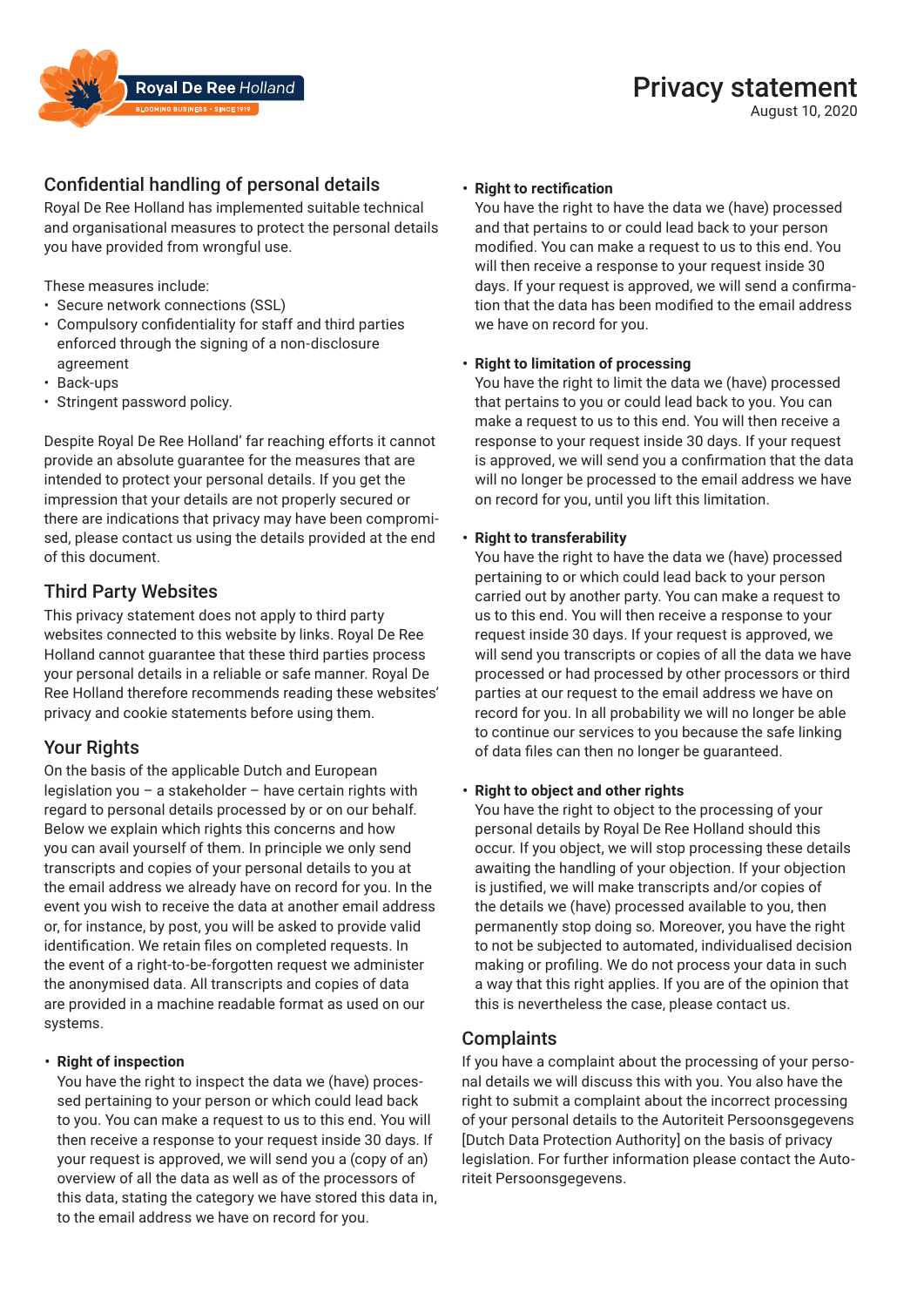# Privacy statement

August 10, 2020

## Confidential handling of personal details

Royal De Ree Holland has implemented suitable technical and organisational measures to protect the personal details you have provided from wrongful use.

These measures include:

- Secure network connections (SSL)
- Compulsory confidentiality for staff and third parties enforced through the signing of a non-disclosure agreement
- Back-ups
- Stringent password policy.

Despite Royal De Ree Holland' far reaching efforts it cannot provide an absolute guarantee for the measures that are intended to protect your personal details. If you get the impression that your details are not properly secured or there are indications that privacy may have been compromised, please contact us using the details provided at the end of this document.

## Third Party Websites

This privacy statement does not apply to third party websites connected to this website by links. Royal De Ree Holland cannot guarantee that these third parties process your personal details in a reliable or safe manner. Royal De Ree Holland therefore recommends reading these websites' privacy and cookie statements before using them.

## Your Rights

On the basis of the applicable Dutch and European legislation you – a stakeholder – have certain rights with regard to personal details processed by or on our behalf. Below we explain which rights this concerns and how you can avail yourself of them. In principle we only send transcripts and copies of your personal details to you at the email address we already have on record for you. In the event you wish to receive the data at another email address or, for instance, by post, you will be asked to provide valid identification. We retain files on completed requests. In the event of a right-to-be-forgotten request we administer the anonymised data. All transcripts and copies of data are provided in a machine readable format as used on our systems.

- **Right of inspection**
  You have the right to inspect the data we (have) processed pertaining to your person or which could lead back to you. You can make a request to us to this end. You will then receive a response to your request inside 30 days. If your request is approved, we will send you a (copy of an) overview of all the data as well as of the processors of this data, stating the category we have stored this data in, to the email address we have on record for you.

- **Right to rectification**
  You have the right to have the data we (have) processed and that pertains to or could lead back to your person modified. You can make a request to us to this end. You will then receive a response to your request inside 30 days. If your request is approved, we will send a confirmation that the data has been modified to the email address we have on record for you.

- **Right to limitation of processing**
  You have the right to limit the data we (have) processed that pertains to you or could lead back to you. You can make a request to us to this end. You will then receive a response to your request inside 30 days. If your request is approved, we will send you a confirmation that the data will no longer be processed to the email address we have on record for you, until you lift this limitation.

- **Right to transferability**
  You have the right to have the data we (have) processed pertaining to or which could lead back to your person carried out by another party. You can make a request to us to this end. You will then receive a response to your request inside 30 days. If your request is approved, we will send you transcripts or copies of all the data we have processed or had processed by other processors or third parties at our request to the email address we have on record for you. In all probability we will no longer be able to continue our services to you because the safe linking of data files can then no longer be guaranteed.

- **Right to object and other rights**
  You have the right to object to the processing of your personal details by Royal De Ree Holland should this occur. If you object, we will stop processing these details awaiting the handling of your objection. If your objection is justified, we will make transcripts and/or copies of the details we (have) processed available to you, then permanently stop doing so. Moreover, you have the right to not be subjected to automated, individualised decision making or profiling. We do not process your data in such a way that this right applies. If you are of the opinion that this is nevertheless the case, please contact us.

## Complaints

If you have a complaint about the processing of your personal details we will discuss this with you. You also have the right to submit a complaint about the incorrect processing of your personal details to the Autoriteit Persoonsgegevens [Dutch Data Protection Authority] on the basis of privacy legislation. For further information please contact the Autoriteit Persoonsgegevens.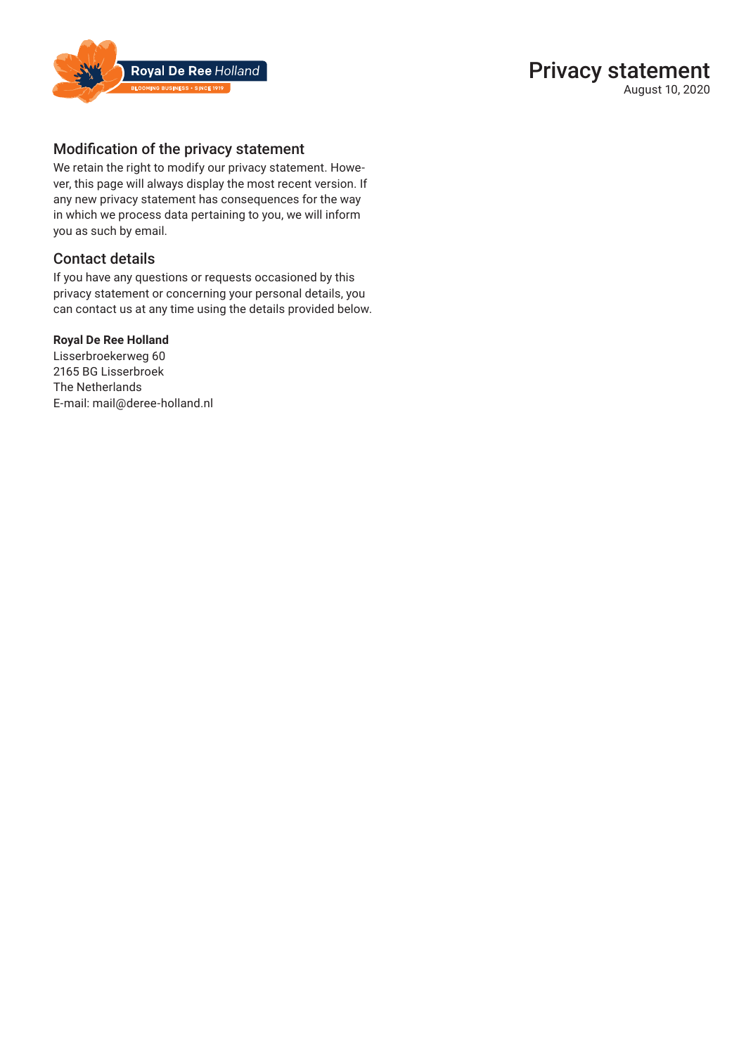## Modification of the privacy statement

We retain the right to modify our privacy statement. However, this page will always display the most recent version. If any new privacy statement has consequences for the way in which we process data pertaining to you, we will inform you as such by email.

## Contact details

If you have any questions or requests occasioned by this privacy statement or concerning your personal details, you can contact us at any time using the details provided below.

**Royal De Ree Holland**
Lisserbroekerweg 60
2165 BG Lisserbroek
The Netherlands
E-mail: mail@deree-holland.nl